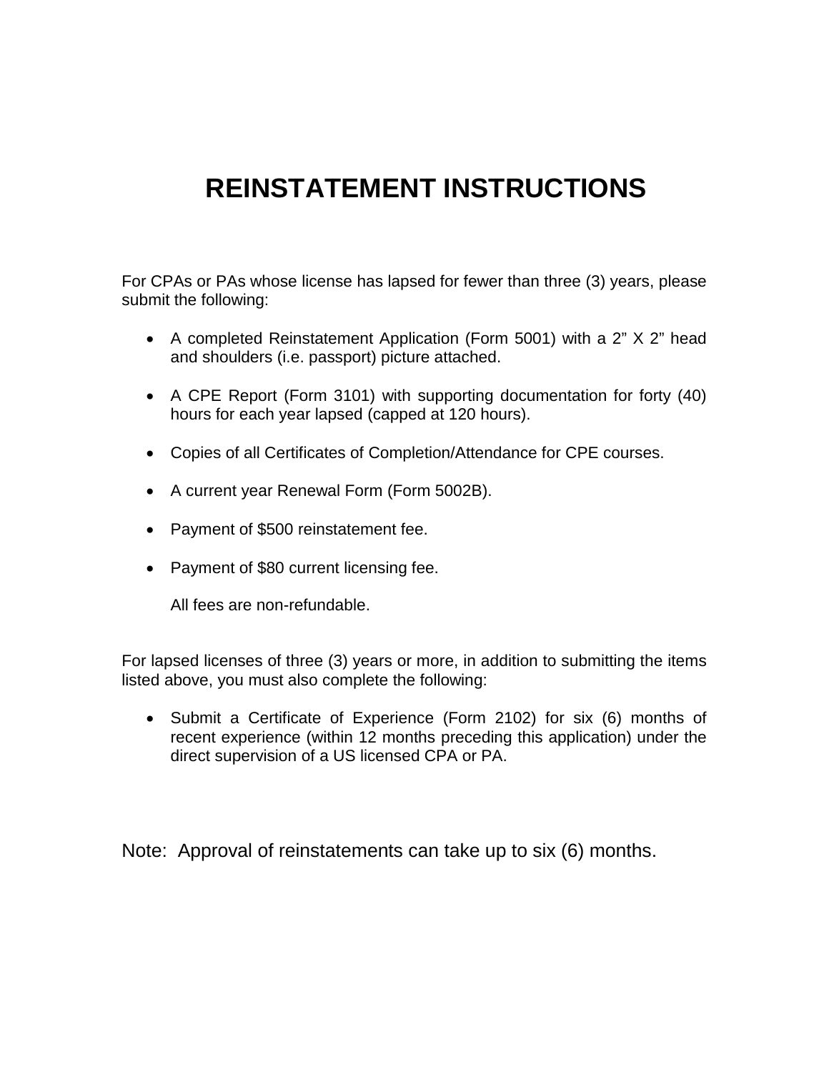# REINSTATEMENT INSTRUCTIONS

For CPAs or PAs whose license has lapsed for fewer than three (3) years, please submit the following:

- A completed Reinstatement Application (Form 5001) with a 2" X 2" head and shoulders (i.e. passport) picture attached.
- A CPE Report (Form 3101) with supporting documentation for forty (40) hours for each year lapsed (capped at 120 hours).
- Copies of all Certificates of Completion/Attendance for CPE courses.
- A current year Renewal Form (Form 5002B).
- Payment of $500 reinstatement fee.
- Payment of $80 current licensing fee.

  All fees are non-refundable.

For lapsed licenses of three (3) years or more, in addition to submitting the items listed above, you must also complete the following:

- Submit a Certificate of Experience (Form 2102) for six (6) months of recent experience (within 12 months preceding this application) under the direct supervision of a US licensed CPA or PA.

Note: Approval of reinstatements can take up to six (6) months.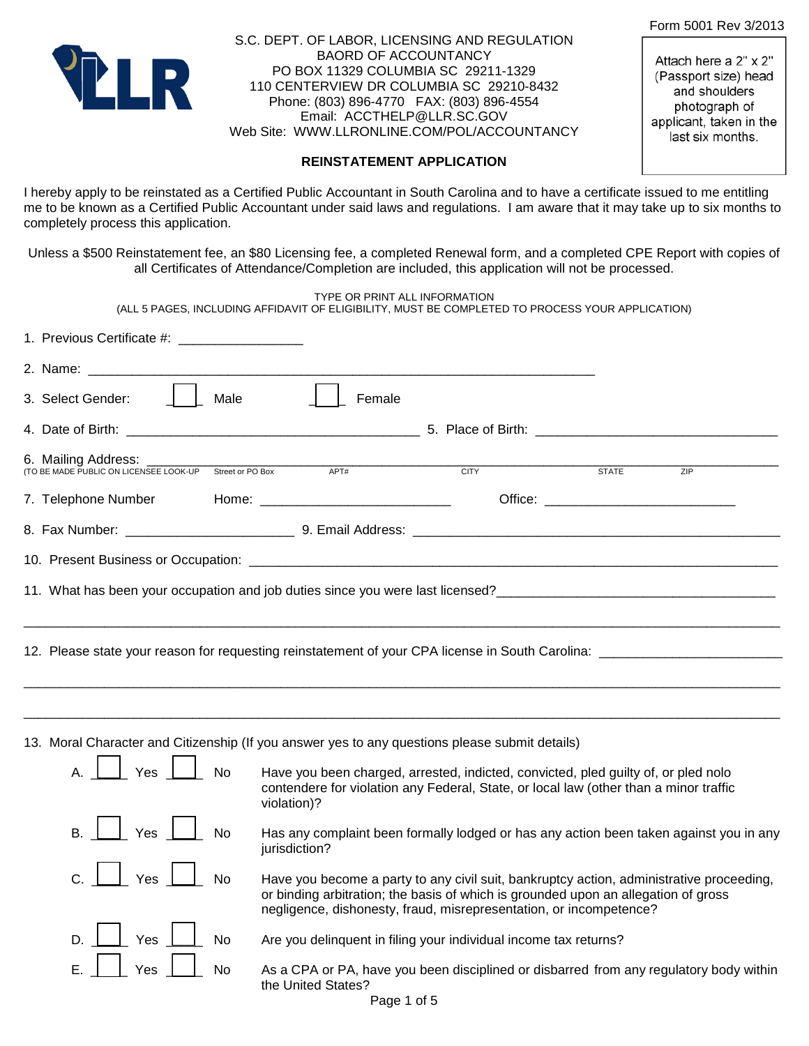Form 5001 Rev 3/2013

S.C. DEPT. OF LABOR, LICENSING AND REGULATION
BAORD OF ACCOUNTANCY
PO BOX 11329 COLUMBIA SC 29211-1329
110 CENTERVIEW DR COLUMBIA SC 29210-8432
Phone: (803) 896-4770 FAX: (803) 896-4554
Email: ACCTHELP@LLR.SC.GOV
Web Site: WWW.LLRONLINE.COM/POL/ACCOUNTANCY

Attach here a 2" x 2" (Passport size) head and shoulders photograph of applicant, taken in the last six months.

## REINSTATEMENT APPLICATION

I hereby apply to be reinstated as a Certified Public Accountant in South Carolina and to have a certificate issued to me entitling me to be known as a Certified Public Accountant under said laws and regulations. I am aware that it may take up to six months to completely process this application.

Unless a $500 Reinstatement fee, an $80 Licensing fee, a completed Renewal form, and a completed CPE Report with copies of all Certificates of Attendance/Completion are included, this application will not be processed.

TYPE OR PRINT ALL INFORMATION
(ALL 5 PAGES, INCLUDING AFFIDAVIT OF ELIGIBILITY, MUST BE COMPLETED TO PROCESS YOUR APPLICATION)

1. Previous Certificate #: ________________

2. Name: ______________________________________________________________________

3. Select Gender: ☐ Male ☐ Female

4. Date of Birth: ________________________________________ 5. Place of Birth: ________________________________

6. Mailing Address: ______________________________________________________________________
(TO BE MADE PUBLIC ON LICENSEE LOOK-UP) Street or PO Box APT# CITY STATE ZIP

7. Telephone Number Home: __________________________ Office: __________________________

8. Fax Number: ______________________ 9. Email Address: ______________________________________________

10. Present Business or Occupation: ______________________________________________________________________

11. What has been your occupation and job duties since you were last licensed?______________________________________

______________________________________________________________________________________________

12. Please state your reason for requesting reinstatement of your CPA license in South Carolina: ________________________

______________________________________________________________________________________________

______________________________________________________________________________________________

13. Moral Character and Citizenship (If you answer yes to any questions please submit details)

A. ☐ Yes ☐ No Have you been charged, arrested, indicted, convicted, pled guilty of, or pled nolo contendere for violation any Federal, State, or local law (other than a minor traffic violation)?

B. ☐ Yes ☐ No Has any complaint been formally lodged or has any action been taken against you in any jurisdiction?

C. ☐ Yes ☐ No Have you become a party to any civil suit, bankruptcy action, administrative proceeding, or binding arbitration; the basis of which is grounded upon an allegation of gross negligence, dishonesty, fraud, misrepresentation, or incompetence?

D. ☐ Yes ☐ No Are you delinquent in filing your individual income tax returns?

E. ☐ Yes ☐ No As a CPA or PA, have you been disciplined or disbarred from any regulatory body within the United States?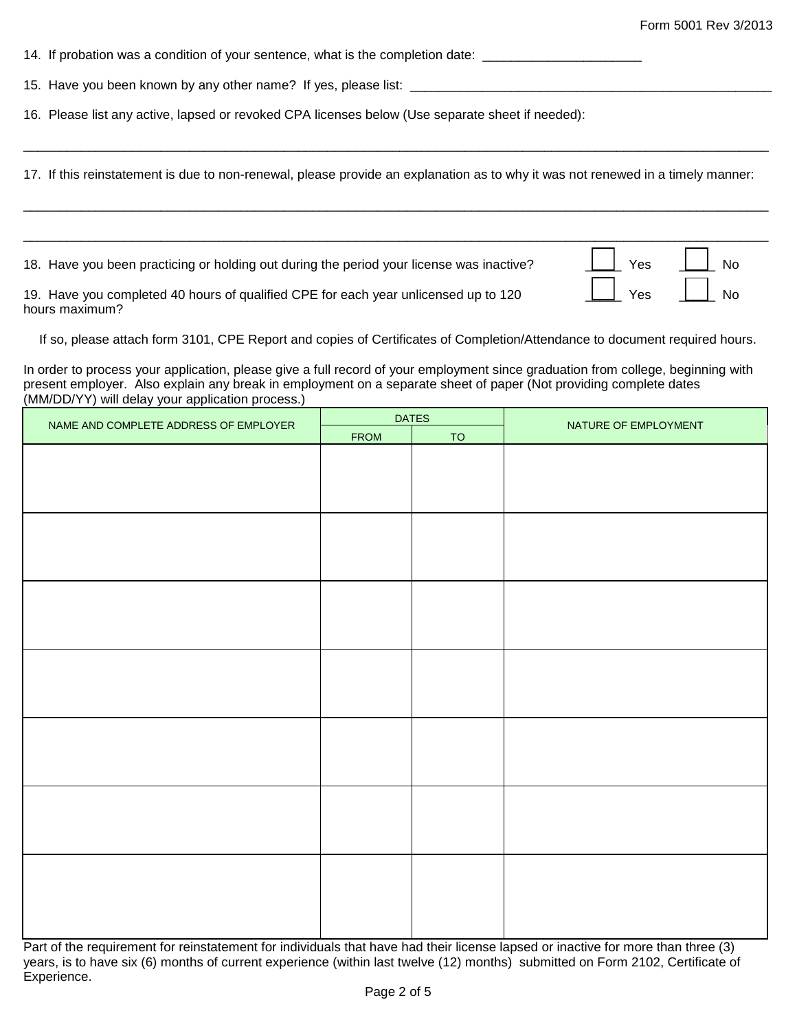14. If probation was a condition of your sentence, what is the completion date: ______________________

15. Have you been known by any other name? If yes, please list: ____________________________________________________

16. Please list any active, lapsed or revoked CPA licenses below (Use separate sheet if needed):

_____________________________________________________________________________________________________

17. If this reinstatement is due to non-renewal, please provide an explanation as to why it was not renewed in a timely manner:

_____________________________________________________________________________________________________

_____________________________________________________________________________________________________

18. Have you been practicing or holding out during the period your license was inactive? ☐ Yes ☐ No

19. Have you completed 40 hours of qualified CPE for each year unlicensed up to 120 hours maximum? ☐ Yes ☐ No

If so, please attach form 3101, CPE Report and copies of Certificates of Completion/Attendance to document required hours.

In order to process your application, please give a full record of your employment since graduation from college, beginning with present employer. Also explain any break in employment on a separate sheet of paper (Not providing complete dates (MM/DD/YY) will delay your application process.)

| NAME AND COMPLETE ADDRESS OF EMPLOYER | DATES | | NATURE OF EMPLOYMENT |
|---|---|---|---|
| | FROM | TO | |
| | | | |
| | | | |
| | | | |
| | | | |
| | | | |
| | | | |
| | | | |

Part of the requirement for reinstatement for individuals that have had their license lapsed or inactive for more than three (3) years, is to have six (6) months of current experience (within last twelve (12) months) submitted on Form 2102, Certificate of Experience.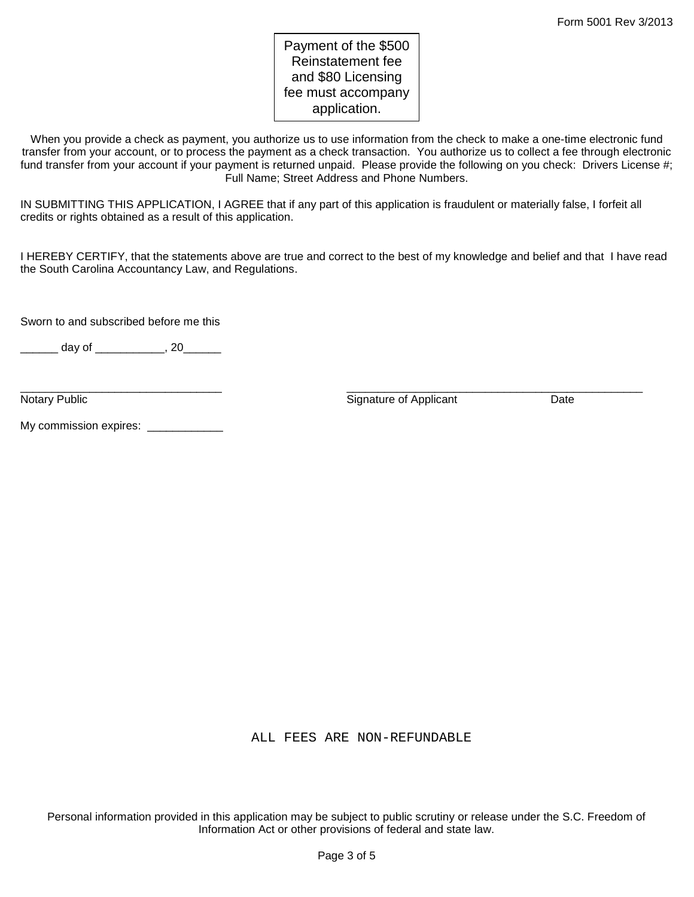Form 5001 Rev 3/2013

Payment of the $500 Reinstatement fee and $80 Licensing fee must accompany application.

When you provide a check as payment, you authorize us to use information from the check to make a one-time electronic fund transfer from your account, or to process the payment as a check transaction. You authorize us to collect a fee through electronic fund transfer from your account if your payment is returned unpaid. Please provide the following on you check: Drivers License #; Full Name; Street Address and Phone Numbers.

IN SUBMITTING THIS APPLICATION, I AGREE that if any part of this application is fraudulent or materially false, I forfeit all credits or rights obtained as a result of this application.

I HEREBY CERTIFY, that the statements above are true and correct to the best of my knowledge and belief and that I have read the South Carolina Accountancy Law, and Regulations.

Sworn to and subscribed before me this

______ day of ___________, 20______

________________________________
Notary Public

________________________________________________
Signature of Applicant Date

My commission expires: ____________

ALL FEES ARE NON-REFUNDABLE

Personal information provided in this application may be subject to public scrutiny or release under the S.C. Freedom of Information Act or other provisions of federal and state law.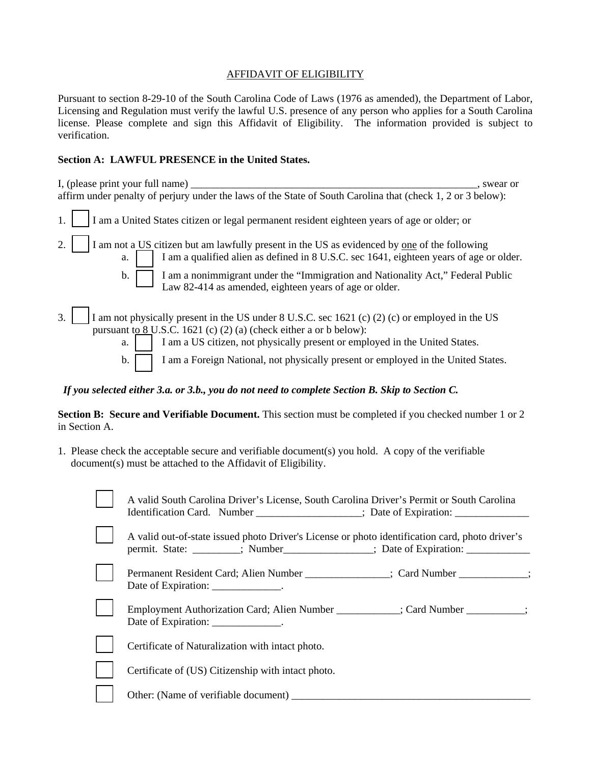AFFIDAVIT OF ELIGIBILITY

Pursuant to section 8-29-10 of the South Carolina Code of Laws (1976 as amended), the Department of Labor, Licensing and Regulation must verify the lawful U.S. presence of any person who applies for a South Carolina license. Please complete and sign this Affidavit of Eligibility. The information provided is subject to verification.

**Section A: LAWFUL PRESENCE in the United States.**

I, (please print your full name) ________________________________________________________, swear or affirm under penalty of perjury under the laws of the State of South Carolina that (check 1, 2 or 3 below):

1. ☐ I am a United States citizen or legal permanent resident eighteen years of age or older; or

2. ☐ I am not a US citizen but am lawfully present in the US as evidenced by one of the following
   - a. ☐ I am a qualified alien as defined in 8 U.S.C. sec 1641, eighteen years of age or older.
   - b. ☐ I am a nonimmigrant under the "Immigration and Nationality Act," Federal Public Law 82-414 as amended, eighteen years of age or older.

3. ☐ I am not physically present in the US under 8 U.S.C. sec 1621 (c) (2) (c) or employed in the US pursuant to 8 U.S.C. 1621 (c) (2) (a) (check either a or b below):
   - a. ☐ I am a US citizen, not physically present or employed in the United States.
   - b. ☐ I am a Foreign National, not physically present or employed in the United States.

***If you selected either 3.a. or 3.b., you do not need to complete Section B. Skip to Section C.***

**Section B: Secure and Verifiable Document.** This section must be completed if you checked number 1 or 2 in Section A.

1. Please check the acceptable secure and verifiable document(s) you hold. A copy of the verifiable document(s) must be attached to the Affidavit of Eligibility.

☐ A valid South Carolina Driver's License, South Carolina Driver's Permit or South Carolina Identification Card. Number ____________________; Date of Expiration: ______________

☐ A valid out-of-state issued photo Driver's License or photo identification card, photo driver's permit. State: _________; Number_________________; Date of Expiration: ____________

☐ Permanent Resident Card; Alien Number ________________; Card Number _____________; Date of Expiration: _____________.

☐ Employment Authorization Card; Alien Number ____________; Card Number ___________; Date of Expiration: _____________.

☐ Certificate of Naturalization with intact photo.

☐ Certificate of (US) Citizenship with intact photo.

☐ Other: (Name of verifiable document) _______________________________________________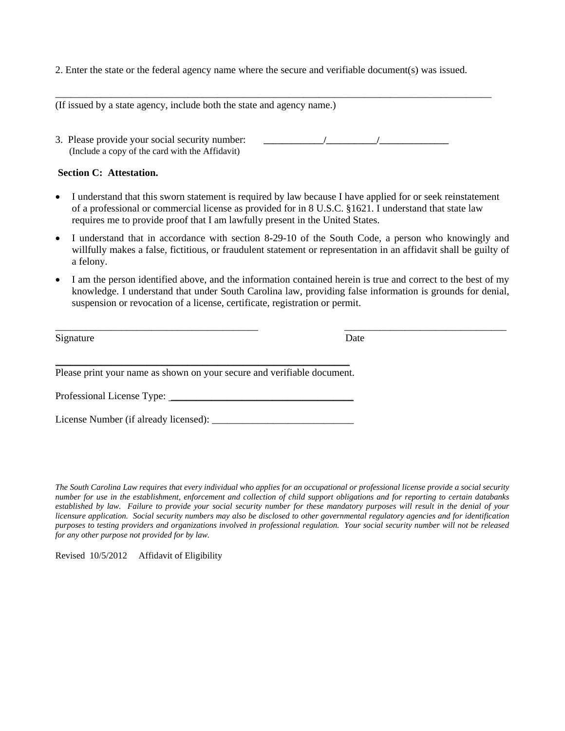2. Enter the state or the federal agency name where the secure and verifiable document(s) was issued.

______________________________________________________________________________________

(If issued by a state agency, include both the state and agency name.)

3. Please provide your social security number: ____________/__________/______________
(Include a copy of the card with the Affidavit)

**Section C: Attestation.**

- I understand that this sworn statement is required by law because I have applied for or seek reinstatement of a professional or commercial license as provided for in 8 U.S.C. §1621. I understand that state law requires me to provide proof that I am lawfully present in the United States.
- I understand that in accordance with section 8-29-10 of the South Code, a person who knowingly and willfully makes a false, fictitious, or fraudulent statement or representation in an affidavit shall be guilty of a felony.
- I am the person identified above, and the information contained herein is true and correct to the best of my knowledge. I understand that under South Carolina law, providing false information is grounds for denial, suspension or revocation of a license, certificate, registration or permit.

________________________________________ ________________________________

Signature Date

__________________________________________________________

Please print your name as shown on your secure and verifiable document.

Professional License Type: ____________________________________

License Number (if already licensed): ____________________________

*The South Carolina Law requires that every individual who applies for an occupational or professional license provide a social security number for use in the establishment, enforcement and collection of child support obligations and for reporting to certain databanks established by law. Failure to provide your social security number for these mandatory purposes will result in the denial of your licensure application. Social security numbers may also be disclosed to other governmental regulatory agencies and for identification purposes to testing providers and organizations involved in professional regulation. Your social security number will not be released for any other purpose not provided for by law.*

Revised 10/5/2012 Affidavit of Eligibility